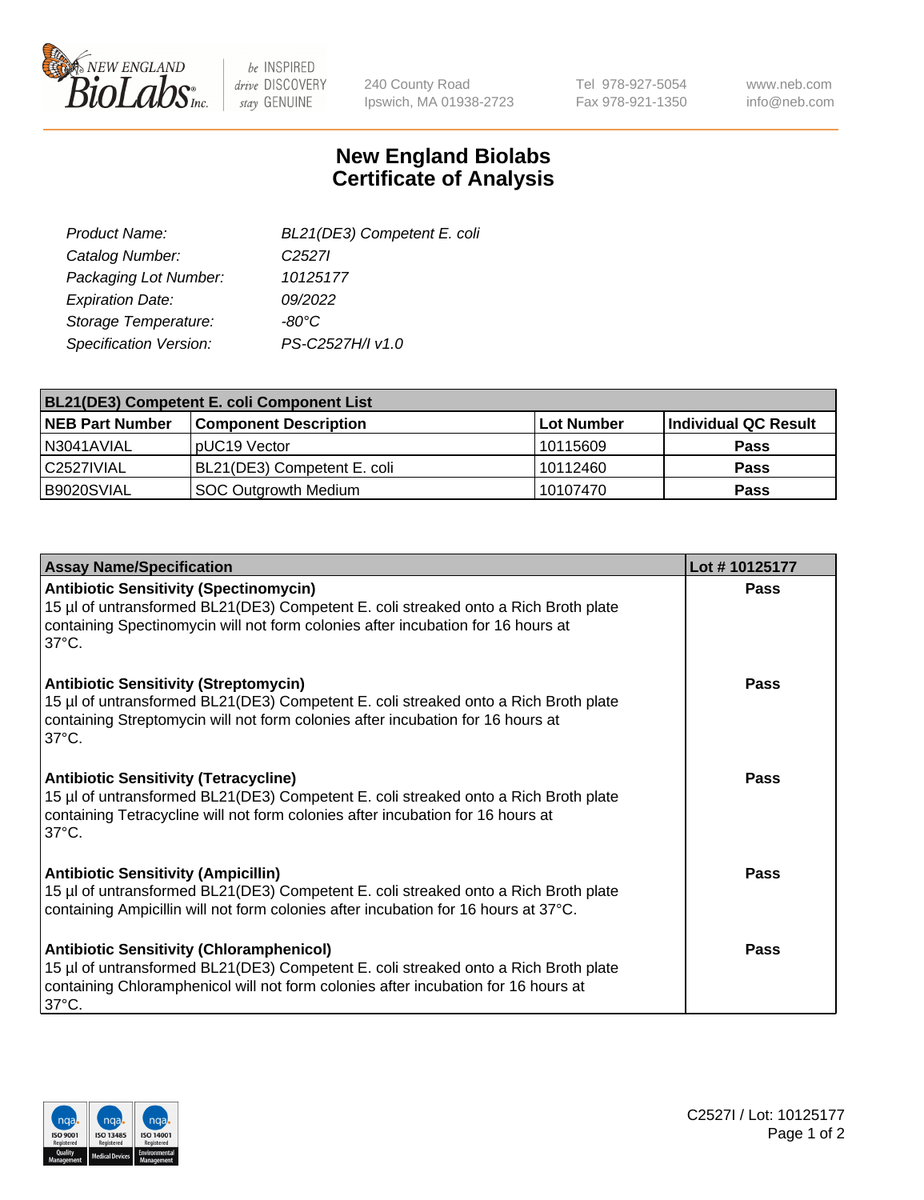# New England Biolabs Certificate of Analysis

| | |
|---|---|
| *Product Name:* | *BL21(DE3) Competent E. coli* |
| *Catalog Number:* | *C2527I* |
| *Packaging Lot Number:* | *10125177* |
| *Expiration Date:* | *09/2022* |
| *Storage Temperature:* | *-80°C* |
| *Specification Version:* | *PS-C2527H/I v1.0* |

| BL21(DE3) Competent E. coli Component List | | | |
|---|---|---|---|
| **NEB Part Number** | **Component Description** | **Lot Number** | **Individual QC Result** |
| N3041AVIAL | pUC19 Vector | 10115609 | **Pass** |
| C2527IVIAL | BL21(DE3) Competent E. coli | 10112460 | **Pass** |
| B9020SVIAL | SOC Outgrowth Medium | 10107470 | **Pass** |

| Assay Name/Specification | Lot # 10125177 |
|---|---|
| **Antibiotic Sensitivity (Spectinomycin)**<br>15 µl of untransformed BL21(DE3) Competent E. coli streaked onto a Rich Broth plate containing Spectinomycin will not form colonies after incubation for 16 hours at 37°C. | **Pass** |
| **Antibiotic Sensitivity (Streptomycin)**<br>15 µl of untransformed BL21(DE3) Competent E. coli streaked onto a Rich Broth plate containing Streptomycin will not form colonies after incubation for 16 hours at 37°C. | **Pass** |
| **Antibiotic Sensitivity (Tetracycline)**<br>15 µl of untransformed BL21(DE3) Competent E. coli streaked onto a Rich Broth plate containing Tetracycline will not form colonies after incubation for 16 hours at 37°C. | **Pass** |
| **Antibiotic Sensitivity (Ampicillin)**<br>15 µl of untransformed BL21(DE3) Competent E. coli streaked onto a Rich Broth plate containing Ampicillin will not form colonies after incubation for 16 hours at 37°C. | **Pass** |
| **Antibiotic Sensitivity (Chloramphenicol)**<br>15 µl of untransformed BL21(DE3) Competent E. coli streaked onto a Rich Broth plate containing Chloramphenicol will not form colonies after incubation for 16 hours at 37°C. | **Pass** |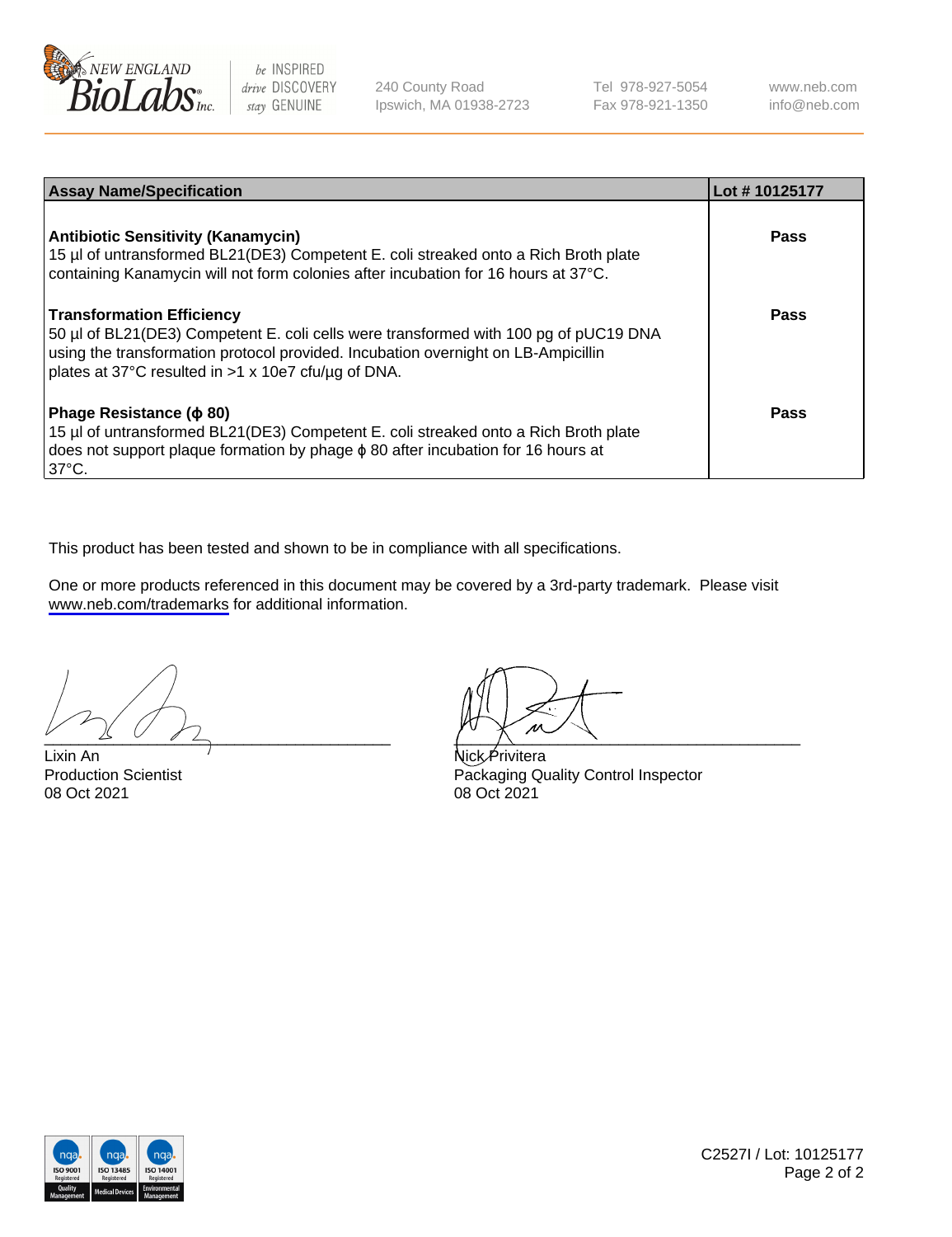240 County Road
Ipswich, MA 01938-2723

Tel 978-927-5054
Fax 978-921-1350

www.neb.com
info@neb.com

| Assay Name/Specification | Lot # 10125177 |
|---|---|
| **Antibiotic Sensitivity (Kanamycin)**<br>15 µl of untransformed BL21(DE3) Competent E. coli streaked onto a Rich Broth plate containing Kanamycin will not form colonies after incubation for 16 hours at 37°C. | **Pass** |
| **Transformation Efficiency**<br>50 µl of BL21(DE3) Competent E. coli cells were transformed with 100 pg of pUC19 DNA using the transformation protocol provided. Incubation overnight on LB-Ampicillin plates at 37°C resulted in >1 x 10e7 cfu/µg of DNA. | **Pass** |
| **Phage Resistance (ϕ 80)**<br>15 µl of untransformed BL21(DE3) Competent E. coli streaked onto a Rich Broth plate does not support plaque formation by phage ϕ 80 after incubation for 16 hours at 37°C. | **Pass** |

This product has been tested and shown to be in compliance with all specifications.

One or more products referenced in this document may be covered by a 3rd-party trademark. Please visit www.neb.com/trademarks for additional information.

Lixin An
Production Scientist
08 Oct 2021

Nick Privitera
Packaging Quality Control Inspector
08 Oct 2021

C2527I / Lot: 10125177